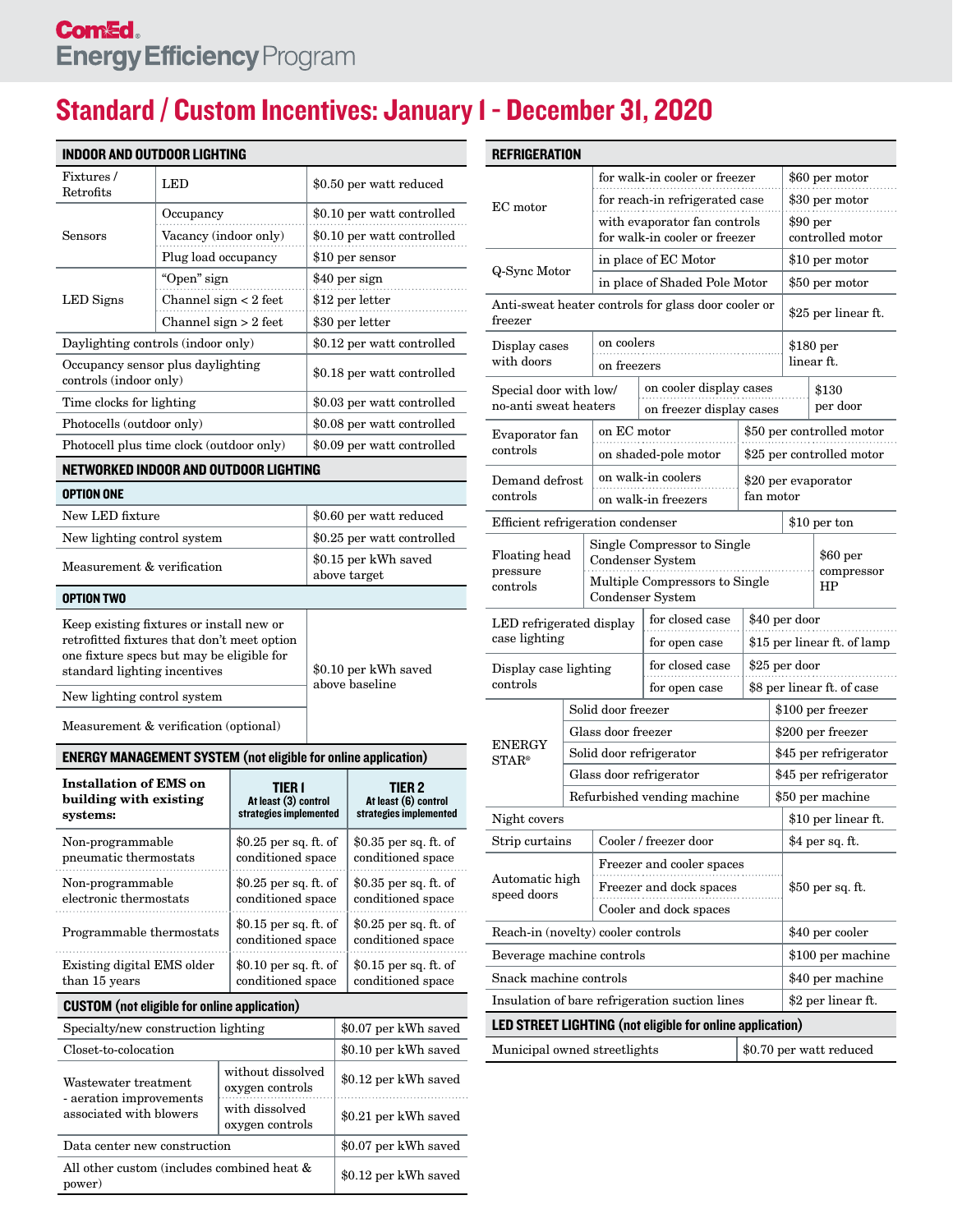ComEd Energy Efficiency Program

# Standard / Custom Incentives: January 1 - December 31, 2020

## INDOOR AND OUTDOOR LIGHTING

| | | |
|---|---|---|
| Fixtures / Retrofits | LED | $0.50 per watt reduced |
| Sensors | Occupancy | $0.10 per watt controlled |
| | Vacancy (indoor only) | $0.10 per watt controlled |
| | Plug load occupancy | $10 per sensor |
| LED Signs | "Open" sign | $40 per sign |
| | Channel sign < 2 feet | $12 per letter |
| | Channel sign > 2 feet | $30 per letter |
| Daylighting controls (indoor only) | | $0.12 per watt controlled |
| Occupancy sensor plus daylighting controls (indoor only) | | $0.18 per watt controlled |
| Time clocks for lighting | | $0.03 per watt controlled |
| Photocells (outdoor only) | | $0.08 per watt controlled |
| Photocell plus time clock (outdoor only) | | $0.09 per watt controlled |

## NETWORKED INDOOR AND OUTDOOR LIGHTING

### OPTION ONE

| | |
|---|---|
| New LED fixture | $0.60 per watt reduced |
| New lighting control system | $0.25 per watt controlled |
| Measurement & verification | $0.15 per kWh saved above target |

### OPTION TWO

| | |
|---|---|
| Keep existing fixtures or install new or retrofitted fixtures that don't meet option one fixture specs but may be eligible for standard lighting incentives | $0.10 per kWh saved above baseline |
| New lighting control system | |
| Measurement & verification (optional) | |

## ENERGY MANAGEMENT SYSTEM (not eligible for online application)

| **Installation of EMS on building with existing systems:** | **TIER 1** At least (3) control strategies implemented | **TIER 2** At least (6) control strategies implemented |
|---|---|---|
| Non-programmable pneumatic thermostats | $0.25 per sq. ft. of conditioned space | $0.35 per sq. ft. of conditioned space |
| Non-programmable electronic thermostats | $0.25 per sq. ft. of conditioned space | $0.35 per sq. ft. of conditioned space |
| Programmable thermostats | $0.15 per sq. ft. of conditioned space | $0.25 per sq. ft. of conditioned space |
| Existing digital EMS older than 15 years | $0.10 per sq. ft. of conditioned space | $0.15 per sq. ft. of conditioned space |

## CUSTOM (not eligible for online application)

| | | |
|---|---|---|
| Specialty/new construction lighting | | $0.07 per kWh saved |
| Closet-to-colocation | | $0.10 per kWh saved |
| Wastewater treatment - aeration improvements associated with blowers | without dissolved oxygen controls | $0.12 per kWh saved |
| | with dissolved oxygen controls | $0.21 per kWh saved |
| Data center new construction | | $0.07 per kWh saved |
| All other custom (includes combined heat & power) | | $0.12 per kWh saved |

## REFRIGERATION

| | | |
|---|---|---|
| EC motor | for walk-in cooler or freezer | $60 per motor |
| | for reach-in refrigerated case | $30 per motor |
| | with evaporator fan controls for walk-in cooler or freezer | $90 per controlled motor |
| Q-Sync Motor | in place of EC Motor | $10 per motor |
| | in place of Shaded Pole Motor | $50 per motor |
| Anti-sweat heater controls for glass door cooler or freezer | | $25 per linear ft. |
| Display cases with doors | on coolers | $180 per linear ft. |
| | on freezers | |
| Special door with low/no-anti sweat heaters | on cooler display cases | $130 per door |
| | on freezer display cases | |
| Evaporator fan controls | on EC motor | $50 per controlled motor |
| | on shaded-pole motor | $25 per controlled motor |
| Demand defrost controls | on walk-in coolers | $20 per evaporator fan motor |
| | on walk-in freezers | |
| Efficient refrigeration condenser | | $10 per ton |
| Floating head pressure controls | Single Compressor to Single Condenser System | $60 per compressor HP |
| | Multiple Compressors to Single Condenser System | |
| LED refrigerated display case lighting | for closed case | $40 per door |
| | for open case | $15 per linear ft. of lamp |
| Display case lighting controls | for closed case | $25 per door |
| | for open case | $8 per linear ft. of case |
| ENERGY STAR® | Solid door freezer | $100 per freezer |
| | Glass door freezer | $200 per freezer |
| | Solid door refrigerator | $45 per refrigerator |
| | Glass door refrigerator | $45 per refrigerator |
| | Refurbished vending machine | $50 per machine |
| Night covers | | $10 per linear ft. |
| Strip curtains | Cooler / freezer door | $4 per sq. ft. |
| Automatic high speed doors | Freezer and cooler spaces | $50 per sq. ft. |
| | Freezer and dock spaces | |
| | Cooler and dock spaces | |
| Reach-in (novelty) cooler controls | | $40 per cooler |
| Beverage machine controls | | $100 per machine |
| Snack machine controls | | $40 per machine |
| Insulation of bare refrigeration suction lines | | $2 per linear ft. |

## LED STREET LIGHTING (not eligible for online application)

| | |
|---|---|
| Municipal owned streetlights | $0.70 per watt reduced |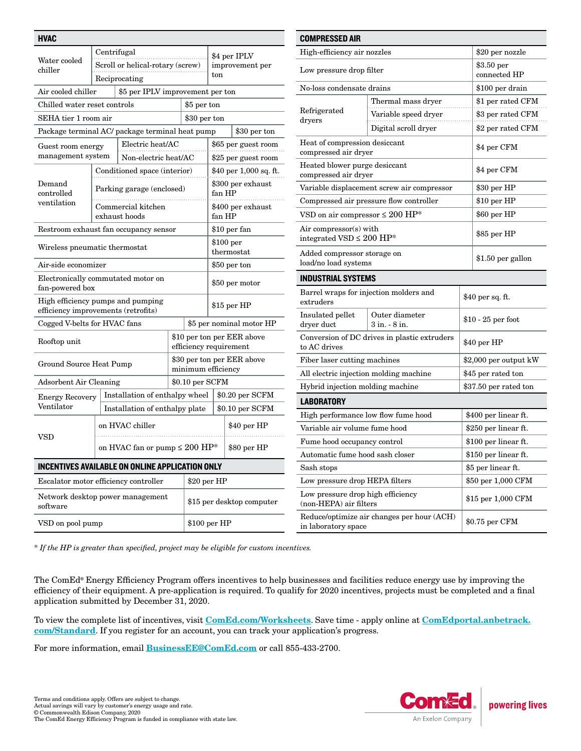## HVAC

| | | |
|---|---|---|
| Water cooled chiller | Centrifugal | $4 per IPLV improvement per ton |
| | Scroll or helical-rotary (screw) | |
| | Reciprocating | |
| Air cooled chiller | | $5 per IPLV improvement per ton |
| Chilled water reset controls | | $5 per ton |
| SEHA tier 1 room air | | $30 per ton |
| Package terminal AC/ package terminal heat pump | | $30 per ton |
| Guest room energy management system | Electric heat/AC | $65 per guest room |
| | Non-electric heat/AC | $25 per guest room |
| Demand controlled ventilation | Conditioned space (interior) | $40 per 1,000 sq. ft. |
| | Parking garage (enclosed) | $300 per exhaust fan HP |
| | Commercial kitchen exhaust hoods | $400 per exhaust fan HP |
| Restroom exhaust fan occupancy sensor | | $10 per fan |
| Wireless pneumatic thermostat | | $100 per thermostat |
| Air-side economizer | | $50 per ton |
| Electronically commutated motor on fan-powered box | | $50 per motor |
| High efficiency pumps and pumping efficiency improvements (retrofits) | | $15 per HP |
| Cogged V-belts for HVAC fans | | $5 per nominal motor HP |
| Rooftop unit | | $10 per ton per EER above efficiency requirement |
| Ground Source Heat Pump | | $30 per ton per EER above minimum efficiency |
| Adsorbent Air Cleaning | | $0.10 per SCFM |
| Energy Recovery Ventilator | Installation of enthalpy wheel | $0.20 per SCFM |
| | Installation of enthalpy plate | $0.10 per SCFM |
| VSD | on HVAC chiller | $40 per HP |
| | on HVAC fan or pump ≤ 200 HP* | $80 per HP |

## INCENTIVES AVAILABLE ON ONLINE APPLICATION ONLY

| | |
|---|---|
| Escalator motor efficiency controller | $20 per HP |
| Network desktop power management software | $15 per desktop computer |
| VSD on pool pump | $100 per HP |

## COMPRESSED AIR

| | | |
|---|---|---|
| High-efficiency air nozzles | | $20 per nozzle |
| Low pressure drop filter | | $3.50 per connected HP |
| No-loss condensate drains | | $100 per drain |
| Refrigerated dryers | Thermal mass dryer | $1 per rated CFM |
| | Variable speed dryer | $3 per rated CFM |
| | Digital scroll dryer | $2 per rated CFM |
| Heat of compression desiccant compressed air dryer | | $4 per CFM |
| Heated blower purge desiccant compressed air dryer | | $4 per CFM |
| Variable displacement screw air compressor | | $30 per HP |
| Compressed air pressure flow controller | | $10 per HP |
| VSD on air compressor ≤ 200 HP* | | $60 per HP |
| Air compressor(s) with integrated VSD ≤ 200 HP* | | $85 per HP |
| Added compressor storage on load/no load systems | | $1.50 per gallon |

## INDUSTRIAL SYSTEMS

| | | |
|---|---|---|
| Barrel wraps for injection molders and extruders | | $40 per sq. ft. |
| Insulated pellet dryer duct | Outer diameter 3 in. - 8 in. | $10 - 25 per foot |
| Conversion of DC drives in plastic extruders to AC drives | | $40 per HP |
| Fiber laser cutting machines | | $2,000 per output kW |
| All electric injection molding machine | | $45 per rated ton |
| Hybrid injection molding machine | | $37.50 per rated ton |

## LABORATORY

| | |
|---|---|
| High performance low flow fume hood | $400 per linear ft. |
| Variable air volume fume hood | $250 per linear ft. |
| Fume hood occupancy control | $100 per linear ft. |
| Automatic fume hood sash closer | $150 per linear ft. |
| Sash stops | $5 per linear ft. |
| Low pressure drop HEPA filters | $50 per 1,000 CFM |
| Low pressure drop high efficiency (non-HEPA) air filters | $15 per 1,000 CFM |
| Reduce/optimize air changes per hour (ACH) in laboratory space | $0.75 per CFM |

*\* If the HP is greater than specified, project may be eligible for custom incentives.*

The ComEd® Energy Efficiency Program offers incentives to help businesses and facilities reduce energy use by improving the efficiency of their equipment. A pre-application is required. To qualify for 2020 incentives, projects must be completed and a final application submitted by December 31, 2020.

To view the complete list of incentives, visit **ComEd.com/Worksheets**. Save time - apply online at **ComEdportal.anbetrack.com/Standard**. If you register for an account, you can track your application's progress.

For more information, email **BusinessEE@ComEd.com** or call 855-433-2700.

Terms and conditions apply. Offers are subject to change.
Actual savings will vary by customer's energy usage and rate.
© Commonwealth Edison Company, 2020
The ComEd Energy Efficiency Program is funded in compliance with state law.

ComEd. An Exelon Company | powering lives